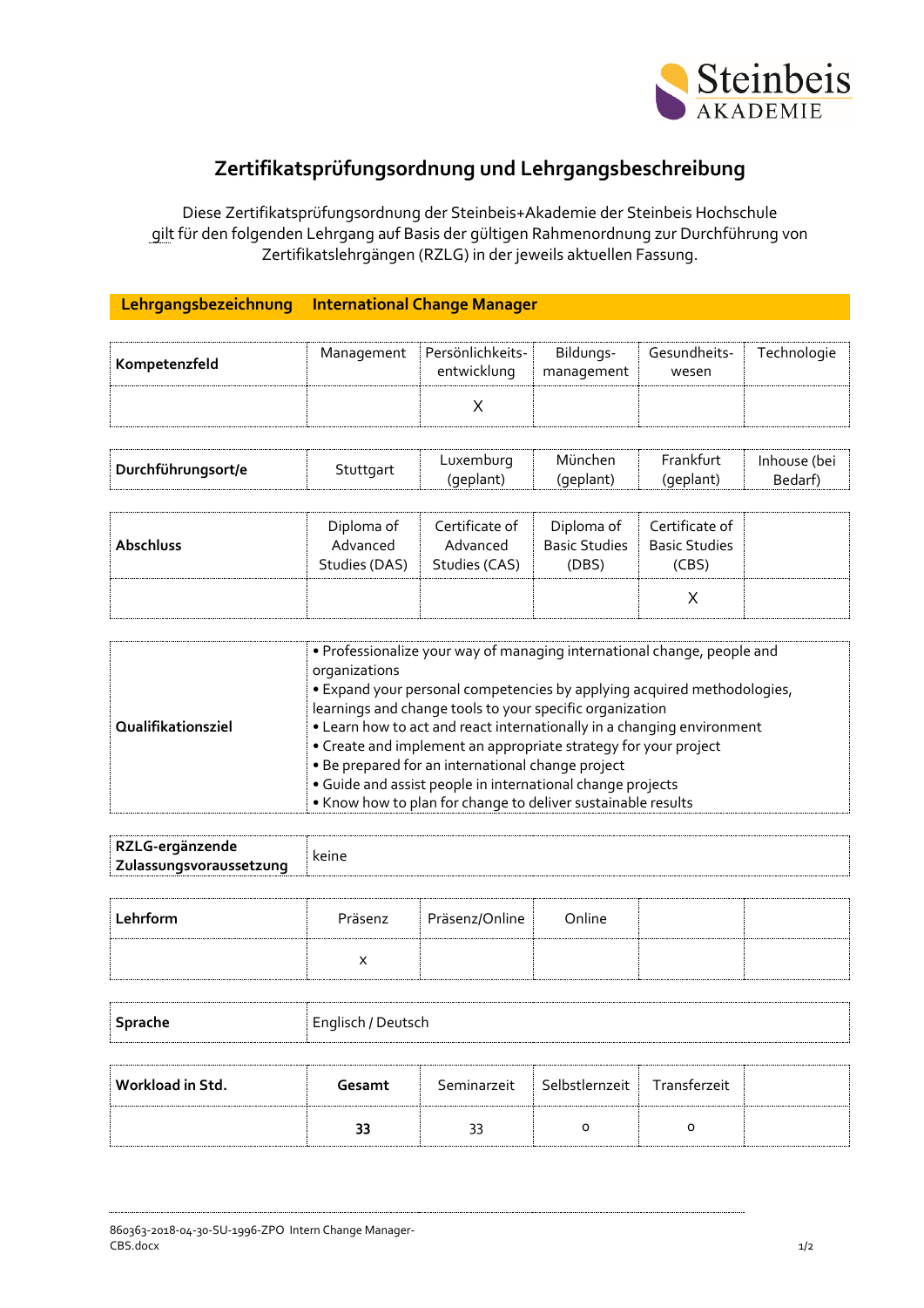# Zertifikatsprüfungsordnung und Lehrgangsbeschreibung

Diese Zertifikatsprüfungsordnung der Steinbeis+Akademie der Steinbeis Hochschule gilt für den folgenden Lehrgang auf Basis der gültigen Rahmenordnung zur Durchführung von Zertifikatslehrgängen (RZLG) in der jeweils aktuellen Fassung.

| **Lehrgangsbezeichnung** | **International Change Manager** |
|---|---|

| **Kompetenzfeld** | Management | Persönlichkeits-entwicklung | Bildungs-management | Gesundheits-wesen | Technologie |
|---|---|---|---|---|---|
| | | X | | | |

| **Durchführungsort/e** | Stuttgart | Luxemburg (geplant) | München (geplant) | Frankfurt (geplant) | Inhouse (bei Bedarf) |
|---|---|---|---|---|---|

| **Abschluss** | Diploma of Advanced Studies (DAS) | Certificate of Advanced Studies (CAS) | Diploma of Basic Studies (DBS) | Certificate of Basic Studies (CBS) | |
|---|---|---|---|---|---|
| | | | | X | |

| **Qualifikationsziel** | • Professionalize your way of managing international change, people and organizations<br>• Expand your personal competencies by applying acquired methodologies, learnings and change tools to your specific organization<br>• Learn how to act and react internationally in a changing environment<br>• Create and implement an appropriate strategy for your project<br>• Be prepared for an international change project<br>• Guide and assist people in international change projects<br>• Know how to plan for change to deliver sustainable results |
|---|---|

| **RZLG-ergänzende Zulassungsvoraussetzung** | keine |
|---|---|

| **Lehrform** | Präsenz | Präsenz/Online | Online | | |
|---|---|---|---|---|---|
| | x | | | | |

| **Sprache** | Englisch / Deutsch |
|---|---|

| **Workload in Std.** | **Gesamt** | Seminarzeit | Selbstlernzeit | Transferzeit | |
|---|---|---|---|---|---|
| | **33** | 33 | 0 | 0 | |

860363-2018-04-30-SU-1996-ZPO Intern Change Manager-CBS.docx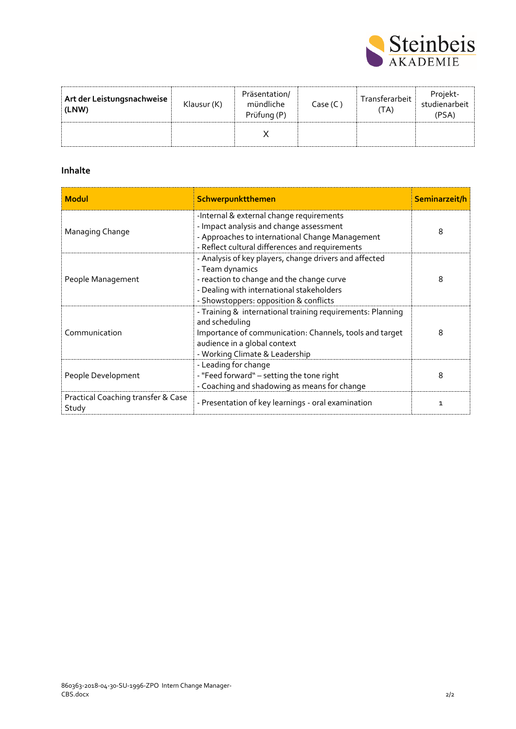| **Art der Leistungsnachweise (LNW)** | Klausur (K) | Präsentation/ mündliche Prüfung (P) | Case (C ) | Transferarbeit (TA) | Projekt-studienarbeit (PSA) |
|---|---|---|---|---|---|
| | | X | | | |

### Inhalte

| **Modul** | **Schwerpunktthemen** | **Seminarzeit/h** |
|---|---|---|
| Managing Change | -Internal & external change requirements<br>- Impact analysis and change assessment<br>- Approaches to international Change Management<br>- Reflect cultural differences and requirements | 8 |
| People Management | - Analysis of key players, change drivers and affected<br>- Team dynamics<br>- reaction to change and the change curve<br>- Dealing with international stakeholders<br>- Showstoppers: opposition & conflicts | 8 |
| Communication | - Training & international training requirements: Planning and scheduling<br>Importance of communication: Channels, tools and target audience in a global context<br>- Working Climate & Leadership | 8 |
| People Development | - Leading for change<br>- "Feed forward" – setting the tone right<br>- Coaching and shadowing as means for change | 8 |
| Practical Coaching transfer & Case Study | - Presentation of key learnings - oral examination | 1 |

860363-2018-04-30-SU-1996-ZPO Intern Change Manager-CBS.docx